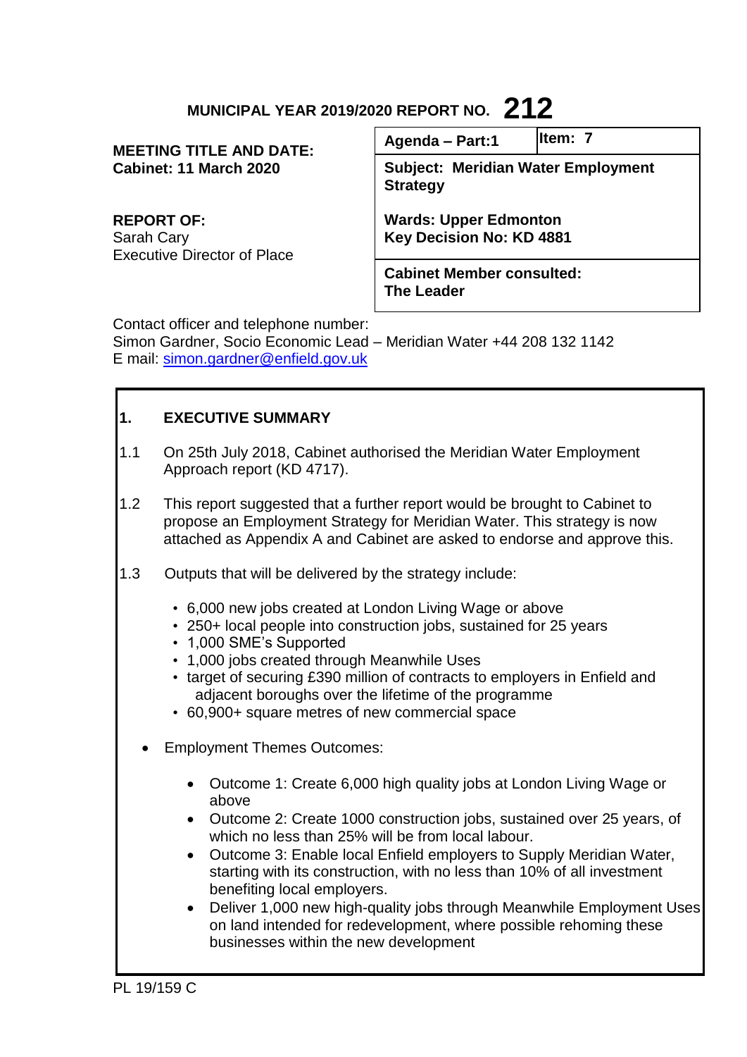**MUNICIPAL YEAR 2019/2020 REPORT NO. 212**

| | | |
|---|---|---|
| **MEETING TITLE AND DATE:**<br>**Cabinet: 11 March 2020** | **Agenda – Part:1** | **Item: 7** |
| | **Subject: Meridian Water Employment Strategy** | |
| **REPORT OF:**<br>Sarah Cary<br>Executive Director of Place | **Wards: Upper Edmonton**<br>**Key Decision No: KD 4881** | |
| | **Cabinet Member consulted:**<br>**The Leader** | |

Contact officer and telephone number:
Simon Gardner, Socio Economic Lead – Meridian Water +44 208 132 1142
E mail: simon.gardner@enfield.gov.uk

## 1. EXECUTIVE SUMMARY

1.1 On 25th July 2018, Cabinet authorised the Meridian Water Employment Approach report (KD 4717).

1.2 This report suggested that a further report would be brought to Cabinet to propose an Employment Strategy for Meridian Water. This strategy is now attached as Appendix A and Cabinet are asked to endorse and approve this.

1.3 Outputs that will be delivered by the strategy include:

- 6,000 new jobs created at London Living Wage or above
- 250+ local people into construction jobs, sustained for 25 years
- 1,000 SME's Supported
- 1,000 jobs created through Meanwhile Uses
- target of securing £390 million of contracts to employers in Enfield and adjacent boroughs over the lifetime of the programme
- 60,900+ square metres of new commercial space

- Employment Themes Outcomes:
  - Outcome 1: Create 6,000 high quality jobs at London Living Wage or above
  - Outcome 2: Create 1000 construction jobs, sustained over 25 years, of which no less than 25% will be from local labour.
  - Outcome 3: Enable local Enfield employers to Supply Meridian Water, starting with its construction, with no less than 10% of all investment benefiting local employers.
  - Deliver 1,000 new high-quality jobs through Meanwhile Employment Uses on land intended for redevelopment, where possible rehoming these businesses within the new development

PL 19/159 C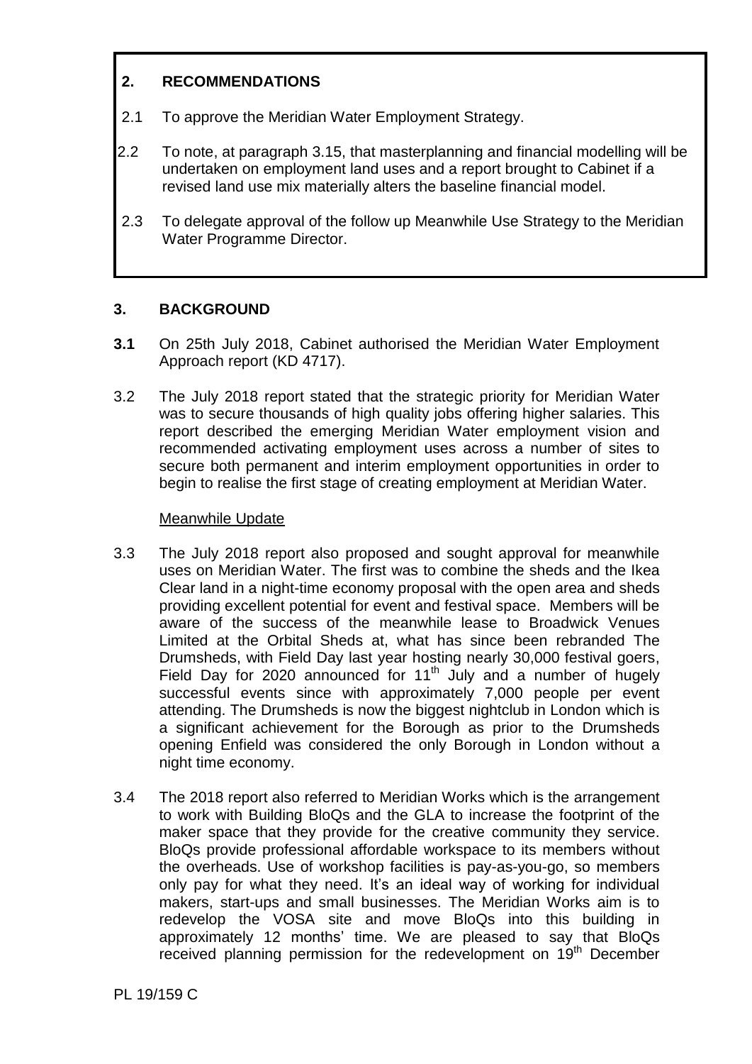## 2. RECOMMENDATIONS

2.1 To approve the Meridian Water Employment Strategy.

2.2 To note, at paragraph 3.15, that masterplanning and financial modelling will be undertaken on employment land uses and a report brought to Cabinet if a revised land use mix materially alters the baseline financial model.

2.3 To delegate approval of the follow up Meanwhile Use Strategy to the Meridian Water Programme Director.

## 3. BACKGROUND

**3.1** On 25th July 2018, Cabinet authorised the Meridian Water Employment Approach report (KD 4717).

3.2 The July 2018 report stated that the strategic priority for Meridian Water was to secure thousands of high quality jobs offering higher salaries. This report described the emerging Meridian Water employment vision and recommended activating employment uses across a number of sites to secure both permanent and interim employment opportunities in order to begin to realise the first stage of creating employment at Meridian Water.

Meanwhile Update

3.3 The July 2018 report also proposed and sought approval for meanwhile uses on Meridian Water. The first was to combine the sheds and the Ikea Clear land in a night-time economy proposal with the open area and sheds providing excellent potential for event and festival space. Members will be aware of the success of the meanwhile lease to Broadwick Venues Limited at the Orbital Sheds at, what has since been rebranded The Drumsheds, with Field Day last year hosting nearly 30,000 festival goers, Field Day for 2020 announced for 11th July and a number of hugely successful events since with approximately 7,000 people per event attending. The Drumsheds is now the biggest nightclub in London which is a significant achievement for the Borough as prior to the Drumsheds opening Enfield was considered the only Borough in London without a night time economy.

3.4 The 2018 report also referred to Meridian Works which is the arrangement to work with Building BloQs and the GLA to increase the footprint of the maker space that they provide for the creative community they service. BloQs provide professional affordable workspace to its members without the overheads. Use of workshop facilities is pay-as-you-go, so members only pay for what they need. It's an ideal way of working for individual makers, start-ups and small businesses. The Meridian Works aim is to redevelop the VOSA site and move BloQs into this building in approximately 12 months' time. We are pleased to say that BloQs received planning permission for the redevelopment on 19th December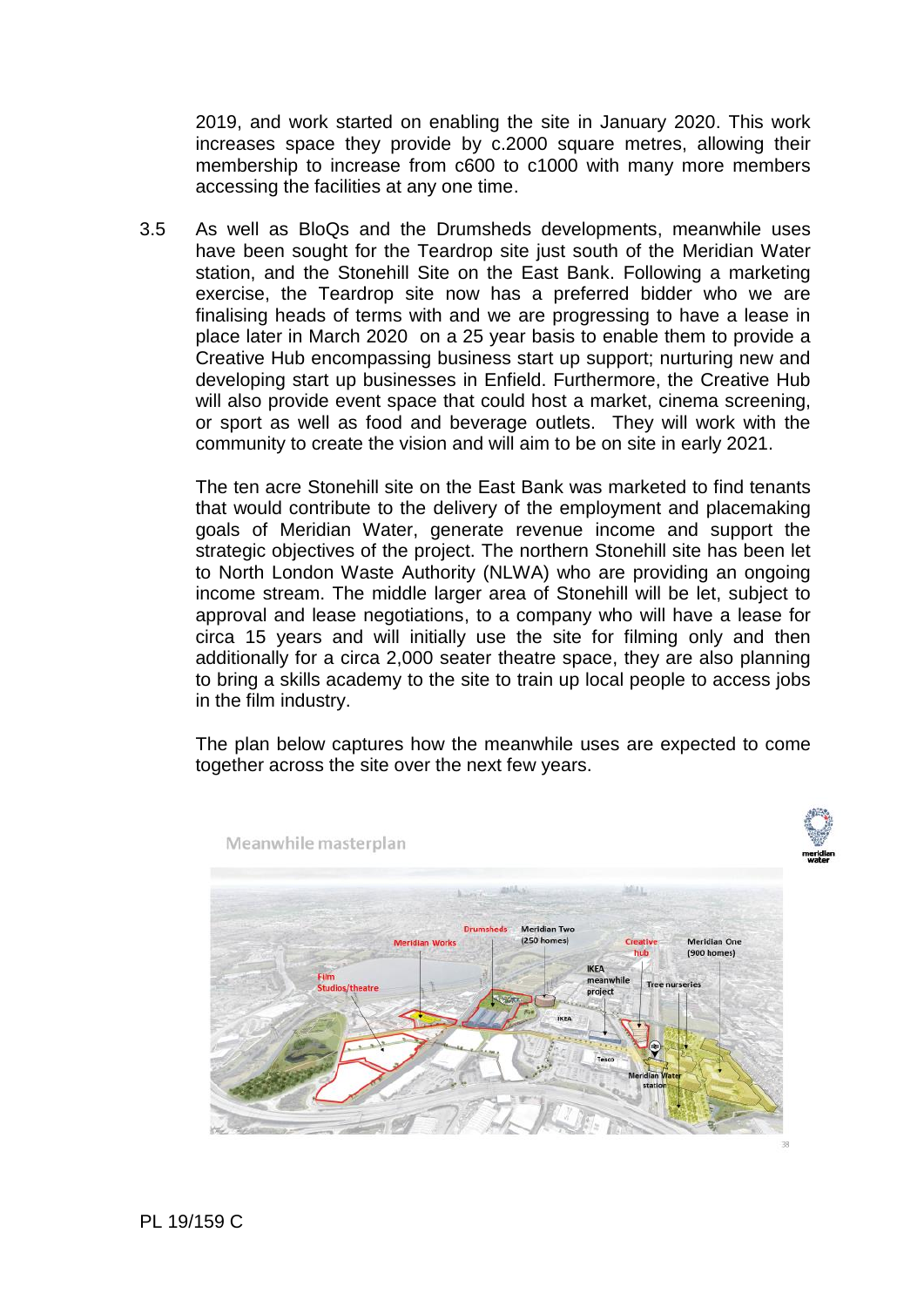2019, and work started on enabling the site in January 2020. This work increases space they provide by c.2000 square metres, allowing their membership to increase from c600 to c1000 with many more members accessing the facilities at any one time.

3.5 As well as BloQs and the Drumsheds developments, meanwhile uses have been sought for the Teardrop site just south of the Meridian Water station, and the Stonehill Site on the East Bank. Following a marketing exercise, the Teardrop site now has a preferred bidder who we are finalising heads of terms with and we are progressing to have a lease in place later in March 2020 on a 25 year basis to enable them to provide a Creative Hub encompassing business start up support; nurturing new and developing start up businesses in Enfield. Furthermore, the Creative Hub will also provide event space that could host a market, cinema screening, or sport as well as food and beverage outlets. They will work with the community to create the vision and will aim to be on site in early 2021.

The ten acre Stonehill site on the East Bank was marketed to find tenants that would contribute to the delivery of the employment and placemaking goals of Meridian Water, generate revenue income and support the strategic objectives of the project. The northern Stonehill site has been let to North London Waste Authority (NLWA) who are providing an ongoing income stream. The middle larger area of Stonehill will be let, subject to approval and lease negotiations, to a company who will have a lease for circa 15 years and will initially use the site for filming only and then additionally for a circa 2,000 seater theatre space, they are also planning to bring a skills academy to the site to train up local people to access jobs in the film industry.

The plan below captures how the meanwhile uses are expected to come together across the site over the next few years.

Meanwhile masterplan

Film Studios/theatre | Meridian Works | Drumsheds | Meridian Two (250 homes) | IKEA meanwhile project | Creative hub | Tree nurseries | Meridian One (900 homes) | Meridian Water station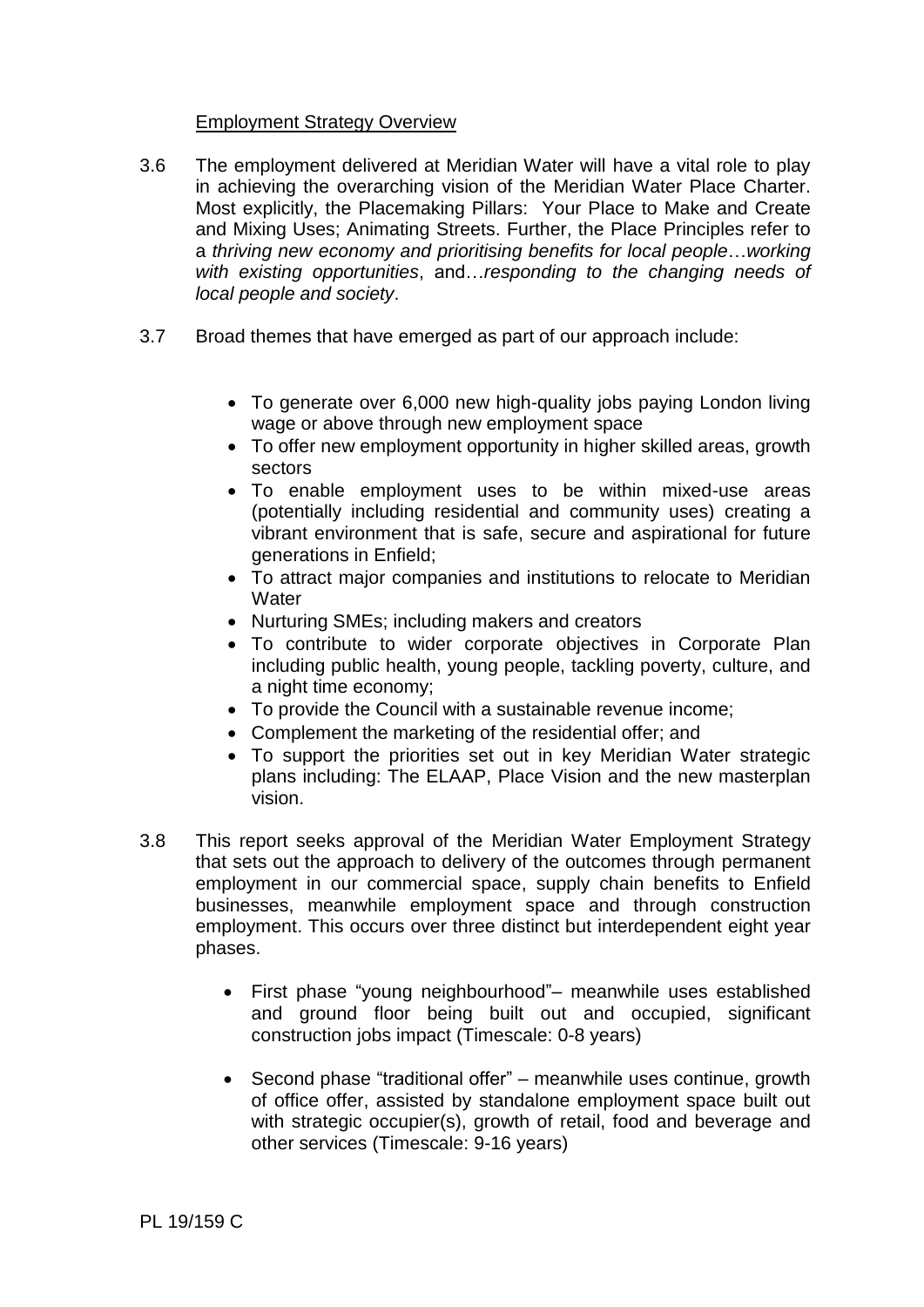Employment Strategy Overview

3.6 The employment delivered at Meridian Water will have a vital role to play in achieving the overarching vision of the Meridian Water Place Charter. Most explicitly, the Placemaking Pillars: Your Place to Make and Create and Mixing Uses; Animating Streets. Further, the Place Principles refer to a *thriving new economy and prioritising benefits for local people*…*working with existing opportunities*, and…*responding to the changing needs of local people and society*.

3.7 Broad themes that have emerged as part of our approach include:

- To generate over 6,000 new high-quality jobs paying London living wage or above through new employment space
- To offer new employment opportunity in higher skilled areas, growth sectors
- To enable employment uses to be within mixed-use areas (potentially including residential and community uses) creating a vibrant environment that is safe, secure and aspirational for future generations in Enfield;
- To attract major companies and institutions to relocate to Meridian Water
- Nurturing SMEs; including makers and creators
- To contribute to wider corporate objectives in Corporate Plan including public health, young people, tackling poverty, culture, and a night time economy;
- To provide the Council with a sustainable revenue income;
- Complement the marketing of the residential offer; and
- To support the priorities set out in key Meridian Water strategic plans including: The ELAAP, Place Vision and the new masterplan vision.

3.8 This report seeks approval of the Meridian Water Employment Strategy that sets out the approach to delivery of the outcomes through permanent employment in our commercial space, supply chain benefits to Enfield businesses, meanwhile employment space and through construction employment. This occurs over three distinct but interdependent eight year phases.

- First phase "young neighbourhood"– meanwhile uses established and ground floor being built out and occupied, significant construction jobs impact (Timescale: 0-8 years)

- Second phase "traditional offer" – meanwhile uses continue, growth of office offer, assisted by standalone employment space built out with strategic occupier(s), growth of retail, food and beverage and other services (Timescale: 9-16 years)

PL 19/159 C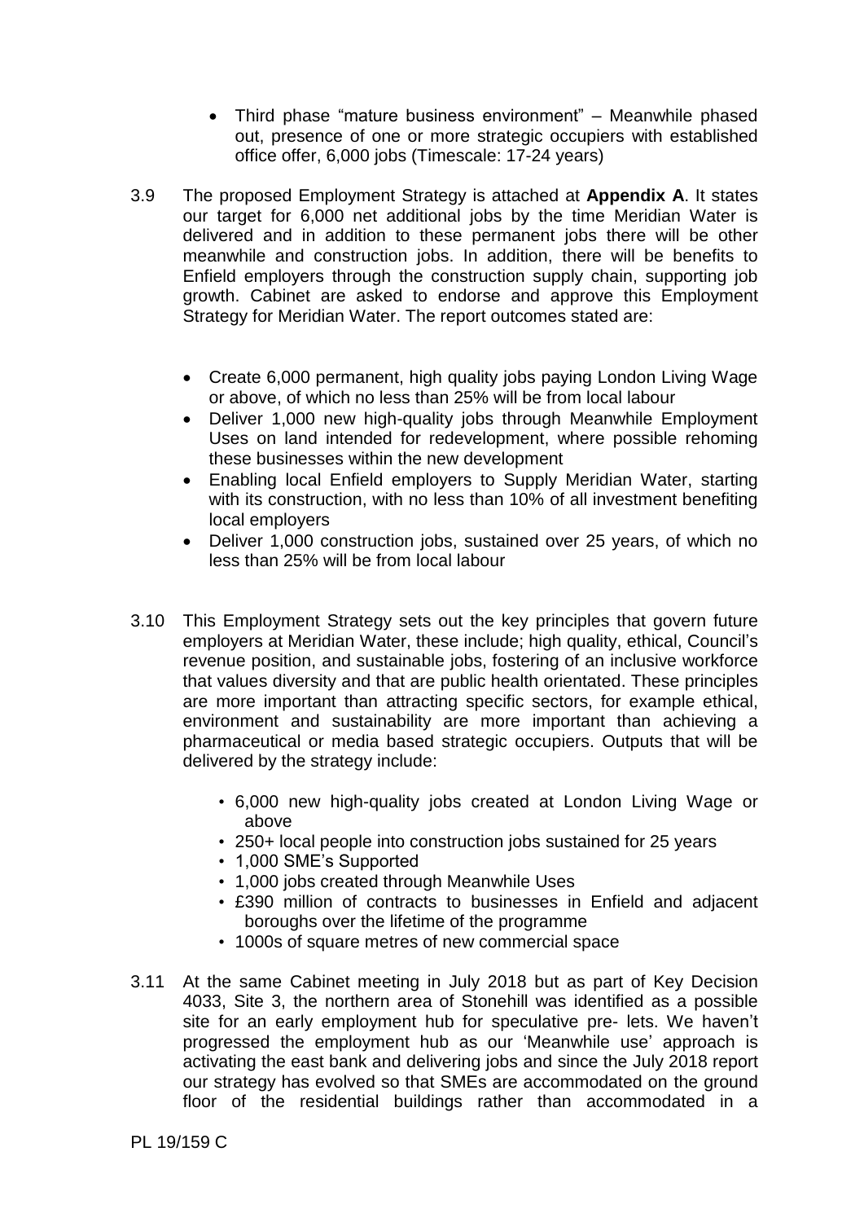- Third phase "mature business environment" – Meanwhile phased out, presence of one or more strategic occupiers with established office offer, 6,000 jobs (Timescale: 17-24 years)

3.9 The proposed Employment Strategy is attached at **Appendix A**. It states our target for 6,000 net additional jobs by the time Meridian Water is delivered and in addition to these permanent jobs there will be other meanwhile and construction jobs. In addition, there will be benefits to Enfield employers through the construction supply chain, supporting job growth. Cabinet are asked to endorse and approve this Employment Strategy for Meridian Water. The report outcomes stated are:

- Create 6,000 permanent, high quality jobs paying London Living Wage or above, of which no less than 25% will be from local labour
- Deliver 1,000 new high-quality jobs through Meanwhile Employment Uses on land intended for redevelopment, where possible rehoming these businesses within the new development
- Enabling local Enfield employers to Supply Meridian Water, starting with its construction, with no less than 10% of all investment benefiting local employers
- Deliver 1,000 construction jobs, sustained over 25 years, of which no less than 25% will be from local labour

3.10 This Employment Strategy sets out the key principles that govern future employers at Meridian Water, these include; high quality, ethical, Council's revenue position, and sustainable jobs, fostering of an inclusive workforce that values diversity and that are public health orientated. These principles are more important than attracting specific sectors, for example ethical, environment and sustainability are more important than achieving a pharmaceutical or media based strategic occupiers. Outputs that will be delivered by the strategy include:

- 6,000 new high-quality jobs created at London Living Wage or above
- 250+ local people into construction jobs sustained for 25 years
- 1,000 SME's Supported
- 1,000 jobs created through Meanwhile Uses
- £390 million of contracts to businesses in Enfield and adjacent boroughs over the lifetime of the programme
- 1000s of square metres of new commercial space

3.11 At the same Cabinet meeting in July 2018 but as part of Key Decision 4033, Site 3, the northern area of Stonehill was identified as a possible site for an early employment hub for speculative pre- lets. We haven't progressed the employment hub as our 'Meanwhile use' approach is activating the east bank and delivering jobs and since the July 2018 report our strategy has evolved so that SMEs are accommodated on the ground floor of the residential buildings rather than accommodated in a

PL 19/159 C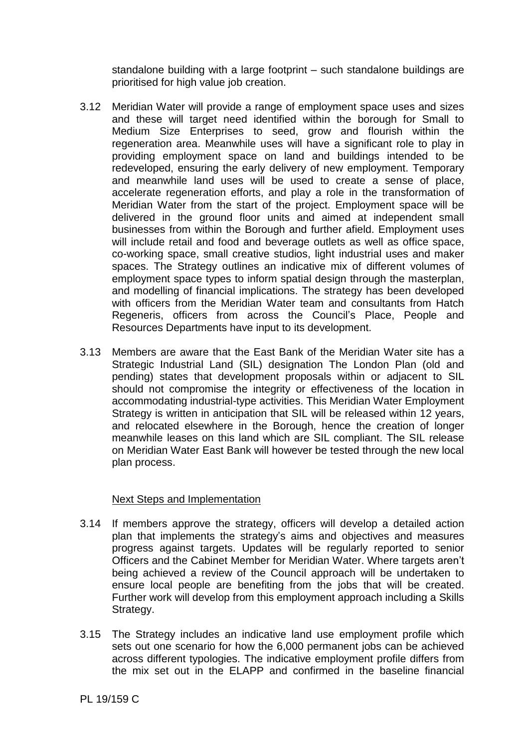standalone building with a large footprint – such standalone buildings are prioritised for high value job creation.

3.12 Meridian Water will provide a range of employment space uses and sizes and these will target need identified within the borough for Small to Medium Size Enterprises to seed, grow and flourish within the regeneration area. Meanwhile uses will have a significant role to play in providing employment space on land and buildings intended to be redeveloped, ensuring the early delivery of new employment. Temporary and meanwhile land uses will be used to create a sense of place, accelerate regeneration efforts, and play a role in the transformation of Meridian Water from the start of the project. Employment space will be delivered in the ground floor units and aimed at independent small businesses from within the Borough and further afield. Employment uses will include retail and food and beverage outlets as well as office space, co-working space, small creative studios, light industrial uses and maker spaces. The Strategy outlines an indicative mix of different volumes of employment space types to inform spatial design through the masterplan, and modelling of financial implications. The strategy has been developed with officers from the Meridian Water team and consultants from Hatch Regeneris, officers from across the Council's Place, People and Resources Departments have input to its development.

3.13 Members are aware that the East Bank of the Meridian Water site has a Strategic Industrial Land (SIL) designation The London Plan (old and pending) states that development proposals within or adjacent to SIL should not compromise the integrity or effectiveness of the location in accommodating industrial-type activities. This Meridian Water Employment Strategy is written in anticipation that SIL will be released within 12 years, and relocated elsewhere in the Borough, hence the creation of longer meanwhile leases on this land which are SIL compliant. The SIL release on Meridian Water East Bank will however be tested through the new local plan process.

## Next Steps and Implementation

3.14 If members approve the strategy, officers will develop a detailed action plan that implements the strategy's aims and objectives and measures progress against targets. Updates will be regularly reported to senior Officers and the Cabinet Member for Meridian Water. Where targets aren't being achieved a review of the Council approach will be undertaken to ensure local people are benefiting from the jobs that will be created. Further work will develop from this employment approach including a Skills Strategy.

3.15 The Strategy includes an indicative land use employment profile which sets out one scenario for how the 6,000 permanent jobs can be achieved across different typologies. The indicative employment profile differs from the mix set out in the ELAPP and confirmed in the baseline financial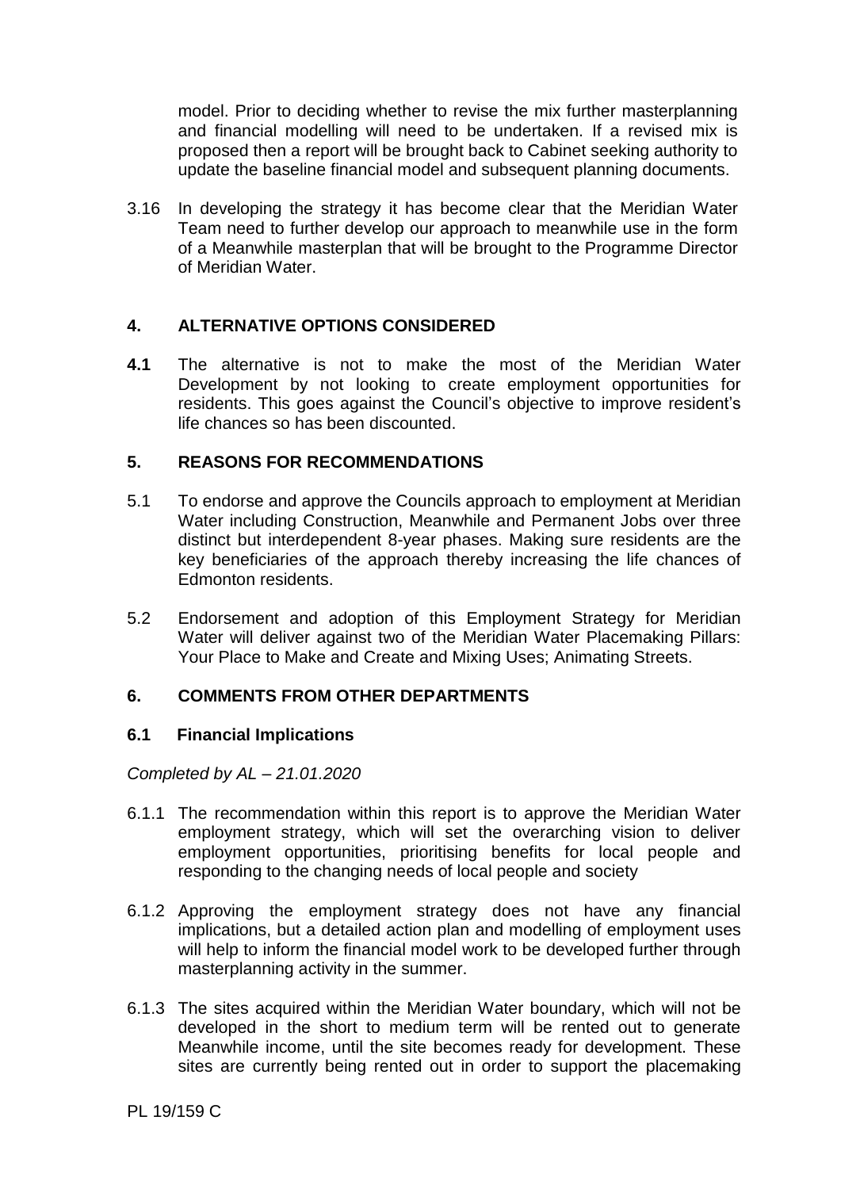model. Prior to deciding whether to revise the mix further masterplanning and financial modelling will need to be undertaken. If a revised mix is proposed then a report will be brought back to Cabinet seeking authority to update the baseline financial model and subsequent planning documents.

3.16 In developing the strategy it has become clear that the Meridian Water Team need to further develop our approach to meanwhile use in the form of a Meanwhile masterplan that will be brought to the Programme Director of Meridian Water.

## 4. ALTERNATIVE OPTIONS CONSIDERED

**4.1** The alternative is not to make the most of the Meridian Water Development by not looking to create employment opportunities for residents. This goes against the Council's objective to improve resident's life chances so has been discounted.

## 5. REASONS FOR RECOMMENDATIONS

5.1 To endorse and approve the Councils approach to employment at Meridian Water including Construction, Meanwhile and Permanent Jobs over three distinct but interdependent 8-year phases. Making sure residents are the key beneficiaries of the approach thereby increasing the life chances of Edmonton residents.

5.2 Endorsement and adoption of this Employment Strategy for Meridian Water will deliver against two of the Meridian Water Placemaking Pillars: Your Place to Make and Create and Mixing Uses; Animating Streets.

## 6. COMMENTS FROM OTHER DEPARTMENTS

### 6.1 Financial Implications

*Completed by AL – 21.01.2020*

6.1.1 The recommendation within this report is to approve the Meridian Water employment strategy, which will set the overarching vision to deliver employment opportunities, prioritising benefits for local people and responding to the changing needs of local people and society

6.1.2 Approving the employment strategy does not have any financial implications, but a detailed action plan and modelling of employment uses will help to inform the financial model work to be developed further through masterplanning activity in the summer.

6.1.3 The sites acquired within the Meridian Water boundary, which will not be developed in the short to medium term will be rented out to generate Meanwhile income, until the site becomes ready for development. These sites are currently being rented out in order to support the placemaking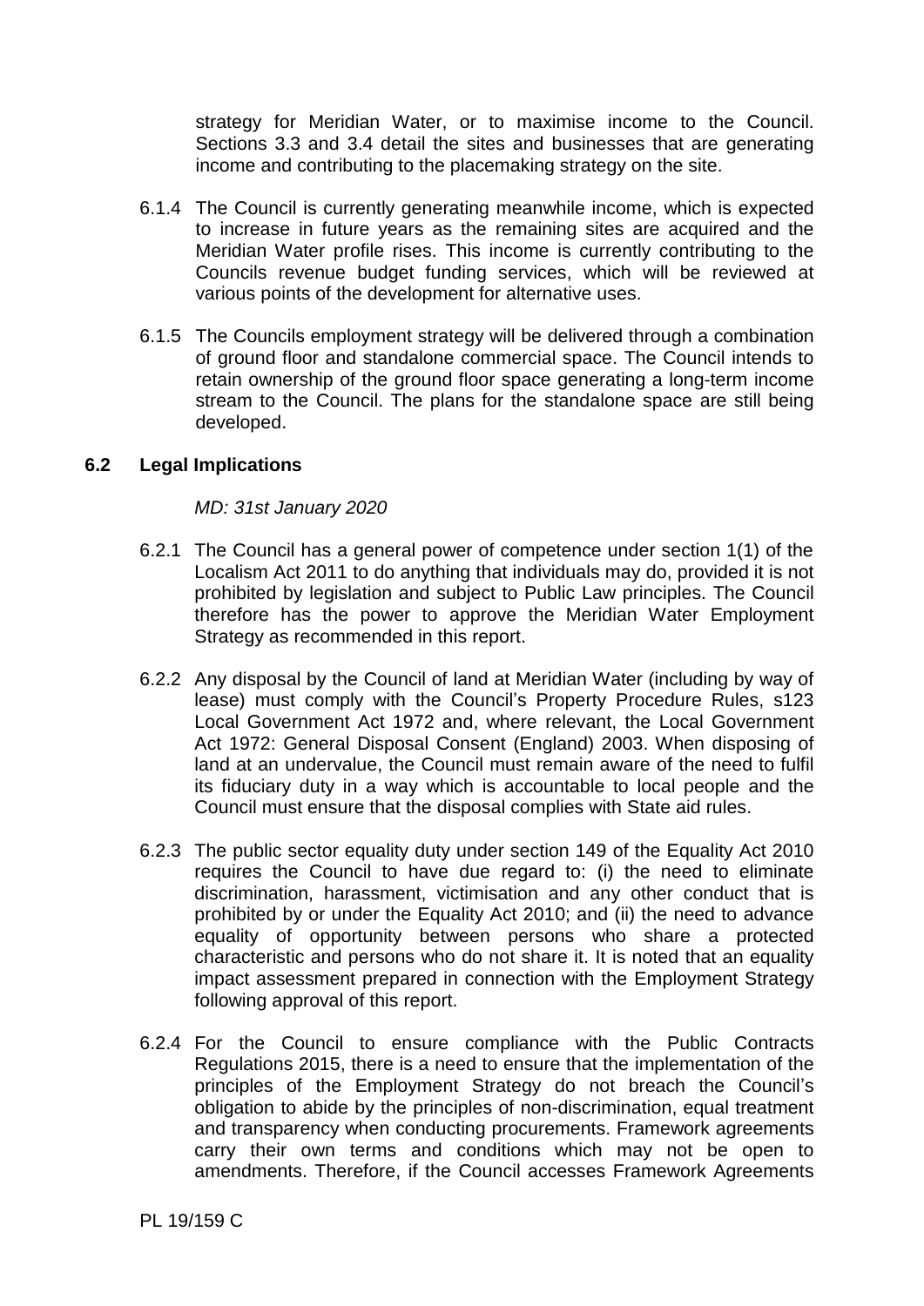strategy for Meridian Water, or to maximise income to the Council. Sections 3.3 and 3.4 detail the sites and businesses that are generating income and contributing to the placemaking strategy on the site.

6.1.4 The Council is currently generating meanwhile income, which is expected to increase in future years as the remaining sites are acquired and the Meridian Water profile rises. This income is currently contributing to the Councils revenue budget funding services, which will be reviewed at various points of the development for alternative uses.

6.1.5 The Councils employment strategy will be delivered through a combination of ground floor and standalone commercial space. The Council intends to retain ownership of the ground floor space generating a long-term income stream to the Council. The plans for the standalone space are still being developed.

### 6.2 Legal Implications

*MD: 31st January 2020*

6.2.1 The Council has a general power of competence under section 1(1) of the Localism Act 2011 to do anything that individuals may do, provided it is not prohibited by legislation and subject to Public Law principles. The Council therefore has the power to approve the Meridian Water Employment Strategy as recommended in this report.

6.2.2 Any disposal by the Council of land at Meridian Water (including by way of lease) must comply with the Council's Property Procedure Rules, s123 Local Government Act 1972 and, where relevant, the Local Government Act 1972: General Disposal Consent (England) 2003. When disposing of land at an undervalue, the Council must remain aware of the need to fulfil its fiduciary duty in a way which is accountable to local people and the Council must ensure that the disposal complies with State aid rules.

6.2.3 The public sector equality duty under section 149 of the Equality Act 2010 requires the Council to have due regard to: (i) the need to eliminate discrimination, harassment, victimisation and any other conduct that is prohibited by or under the Equality Act 2010; and (ii) the need to advance equality of opportunity between persons who share a protected characteristic and persons who do not share it. It is noted that an equality impact assessment prepared in connection with the Employment Strategy following approval of this report.

6.2.4 For the Council to ensure compliance with the Public Contracts Regulations 2015, there is a need to ensure that the implementation of the principles of the Employment Strategy do not breach the Council's obligation to abide by the principles of non-discrimination, equal treatment and transparency when conducting procurements. Framework agreements carry their own terms and conditions which may not be open to amendments. Therefore, if the Council accesses Framework Agreements

PL 19/159 C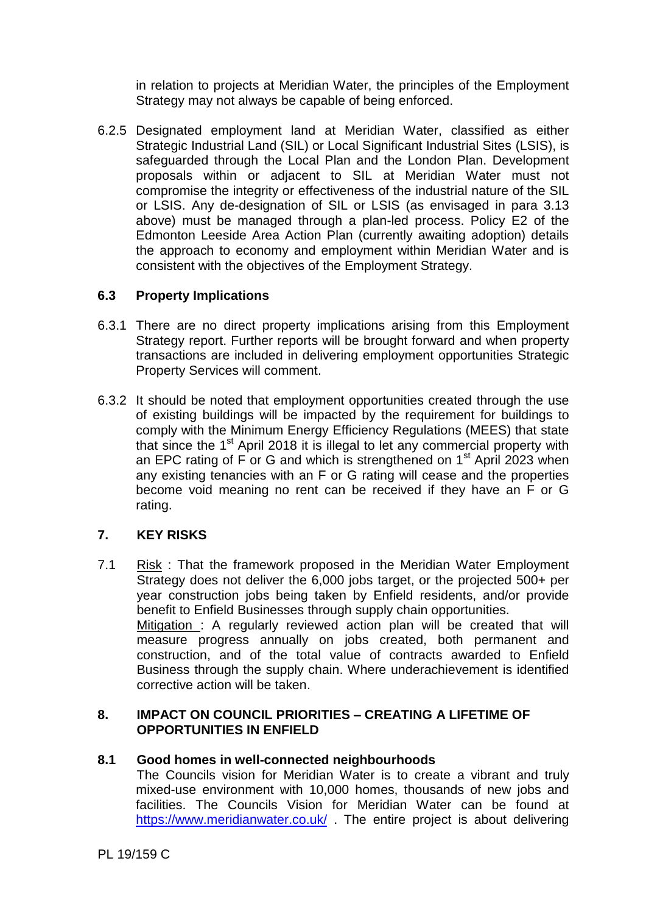in relation to projects at Meridian Water, the principles of the Employment Strategy may not always be capable of being enforced.

6.2.5 Designated employment land at Meridian Water, classified as either Strategic Industrial Land (SIL) or Local Significant Industrial Sites (LSIS), is safeguarded through the Local Plan and the London Plan. Development proposals within or adjacent to SIL at Meridian Water must not compromise the integrity or effectiveness of the industrial nature of the SIL or LSIS. Any de-designation of SIL or LSIS (as envisaged in para 3.13 above) must be managed through a plan-led process. Policy E2 of the Edmonton Leeside Area Action Plan (currently awaiting adoption) details the approach to economy and employment within Meridian Water and is consistent with the objectives of the Employment Strategy.

### 6.3 Property Implications

6.3.1 There are no direct property implications arising from this Employment Strategy report. Further reports will be brought forward and when property transactions are included in delivering employment opportunities Strategic Property Services will comment.

6.3.2 It should be noted that employment opportunities created through the use of existing buildings will be impacted by the requirement for buildings to comply with the Minimum Energy Efficiency Regulations (MEES) that state that since the 1st April 2018 it is illegal to let any commercial property with an EPC rating of F or G and which is strengthened on 1st April 2023 when any existing tenancies with an F or G rating will cease and the properties become void meaning no rent can be received if they have an F or G rating.

## 7. KEY RISKS

7.1 Risk : That the framework proposed in the Meridian Water Employment Strategy does not deliver the 6,000 jobs target, or the projected 500+ per year construction jobs being taken by Enfield residents, and/or provide benefit to Enfield Businesses through supply chain opportunities.
Mitigation : A regularly reviewed action plan will be created that will measure progress annually on jobs created, both permanent and construction, and of the total value of contracts awarded to Enfield Business through the supply chain. Where underachievement is identified corrective action will be taken.

## 8. IMPACT ON COUNCIL PRIORITIES – CREATING A LIFETIME OF OPPORTUNITIES IN ENFIELD

### 8.1 Good homes in well-connected neighbourhoods

The Councils vision for Meridian Water is to create a vibrant and truly mixed-use environment with 10,000 homes, thousands of new jobs and facilities. The Councils Vision for Meridian Water can be found at https://www.meridianwater.co.uk/ . The entire project is about delivering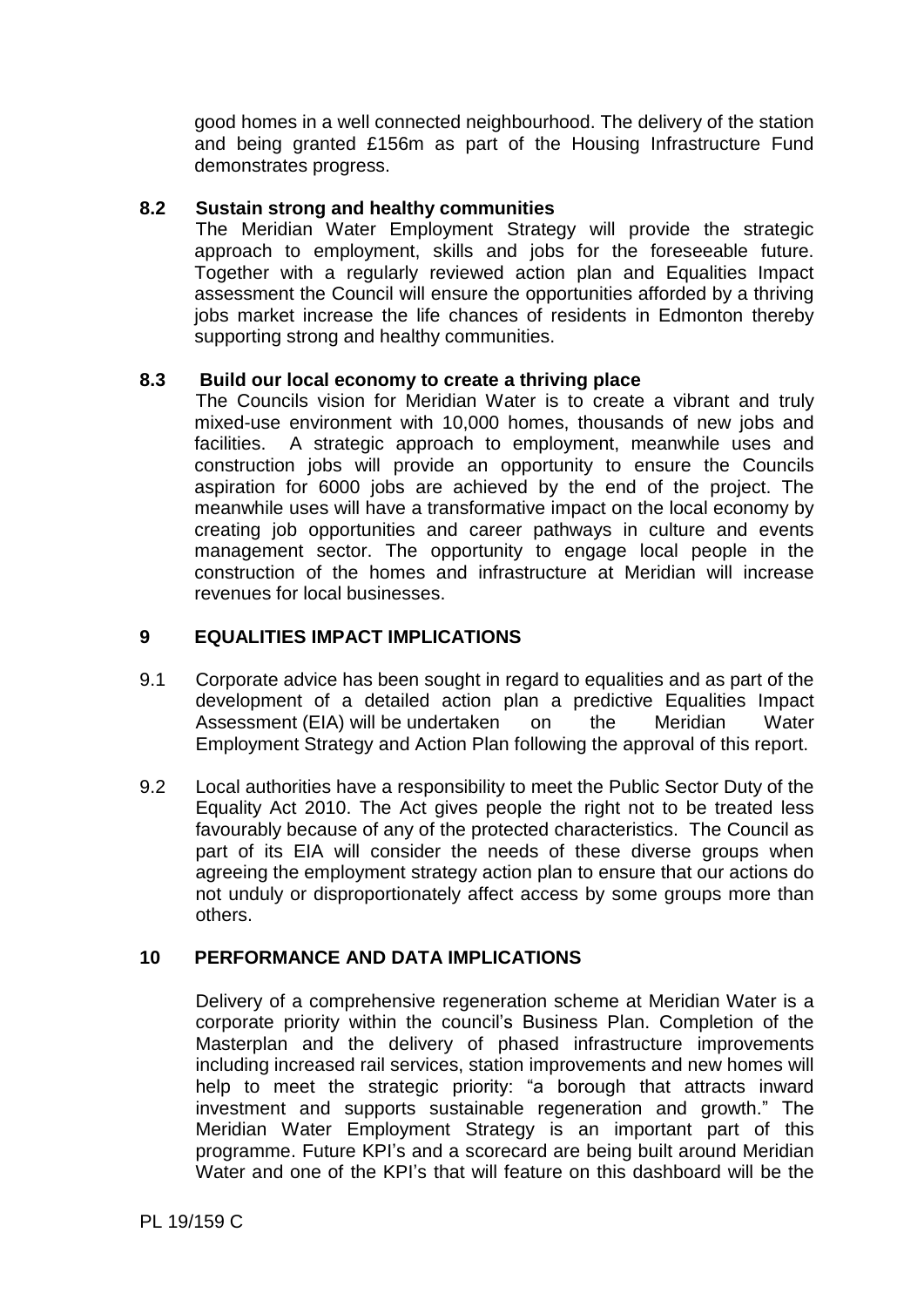good homes in a well connected neighbourhood. The delivery of the station and being granted £156m as part of the Housing Infrastructure Fund demonstrates progress.

### 8.2 Sustain strong and healthy communities

The Meridian Water Employment Strategy will provide the strategic approach to employment, skills and jobs for the foreseeable future. Together with a regularly reviewed action plan and Equalities Impact assessment the Council will ensure the opportunities afforded by a thriving jobs market increase the life chances of residents in Edmonton thereby supporting strong and healthy communities.

### 8.3 Build our local economy to create a thriving place

The Councils vision for Meridian Water is to create a vibrant and truly mixed-use environment with 10,000 homes, thousands of new jobs and facilities. A strategic approach to employment, meanwhile uses and construction jobs will provide an opportunity to ensure the Councils aspiration for 6000 jobs are achieved by the end of the project. The meanwhile uses will have a transformative impact on the local economy by creating job opportunities and career pathways in culture and events management sector. The opportunity to engage local people in the construction of the homes and infrastructure at Meridian will increase revenues for local businesses.

## 9 EQUALITIES IMPACT IMPLICATIONS

9.1 Corporate advice has been sought in regard to equalities and as part of the development of a detailed action plan a predictive Equalities Impact Assessment (EIA) will be undertaken on the Meridian Water Employment Strategy and Action Plan following the approval of this report.

9.2 Local authorities have a responsibility to meet the Public Sector Duty of the Equality Act 2010. The Act gives people the right not to be treated less favourably because of any of the protected characteristics. The Council as part of its EIA will consider the needs of these diverse groups when agreeing the employment strategy action plan to ensure that our actions do not unduly or disproportionately affect access by some groups more than others.

## 10 PERFORMANCE AND DATA IMPLICATIONS

Delivery of a comprehensive regeneration scheme at Meridian Water is a corporate priority within the council's Business Plan. Completion of the Masterplan and the delivery of phased infrastructure improvements including increased rail services, station improvements and new homes will help to meet the strategic priority: "a borough that attracts inward investment and supports sustainable regeneration and growth." The Meridian Water Employment Strategy is an important part of this programme. Future KPI's and a scorecard are being built around Meridian Water and one of the KPI's that will feature on this dashboard will be the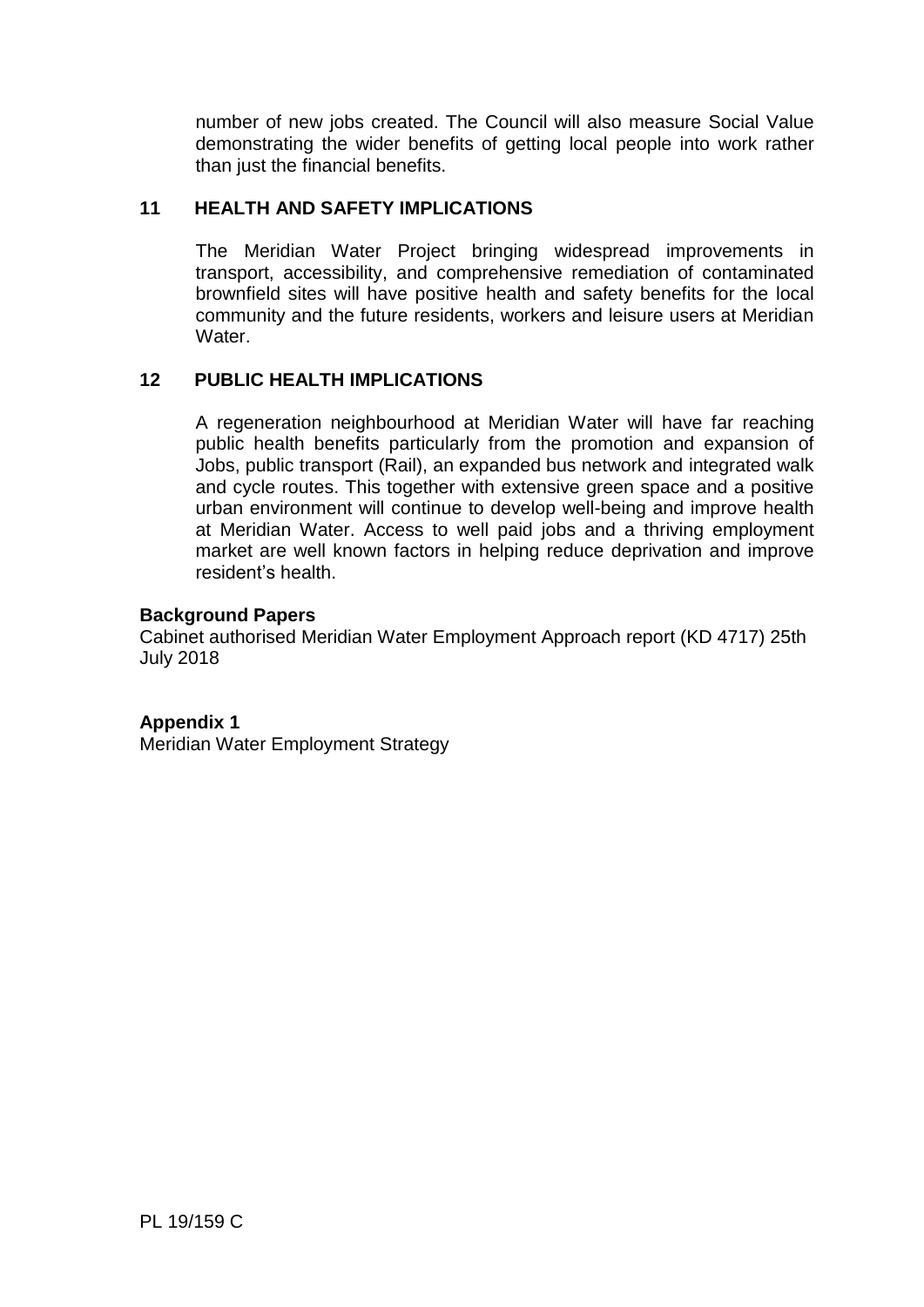number of new jobs created. The Council will also measure Social Value demonstrating the wider benefits of getting local people into work rather than just the financial benefits.

## 11 HEALTH AND SAFETY IMPLICATIONS

The Meridian Water Project bringing widespread improvements in transport, accessibility, and comprehensive remediation of contaminated brownfield sites will have positive health and safety benefits for the local community and the future residents, workers and leisure users at Meridian Water.

## 12 PUBLIC HEALTH IMPLICATIONS

A regeneration neighbourhood at Meridian Water will have far reaching public health benefits particularly from the promotion and expansion of Jobs, public transport (Rail), an expanded bus network and integrated walk and cycle routes. This together with extensive green space and a positive urban environment will continue to develop well-being and improve health at Meridian Water. Access to well paid jobs and a thriving employment market are well known factors in helping reduce deprivation and improve resident's health.

**Background Papers**

Cabinet authorised Meridian Water Employment Approach report (KD 4717) 25th July 2018

**Appendix 1**

Meridian Water Employment Strategy

PL 19/159 C